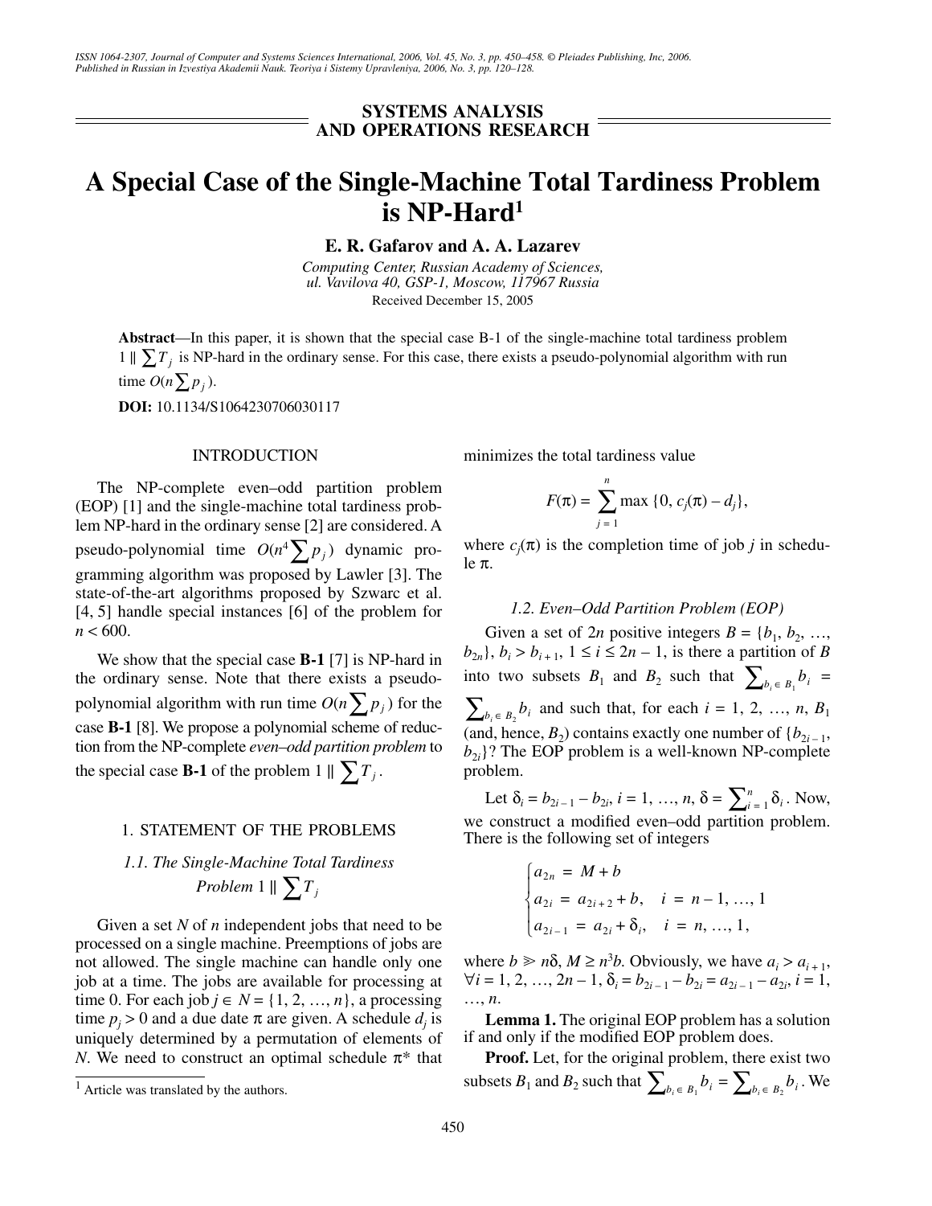SYSTEMS ANALYSIS AND OPERATIONS RESEARCH

# A Special Case of the Single-Machine Total Tardiness Problem is NP-Hard[1]

**E. R. Gafarov and A. A. Lazarev**

*Computing Center, Russian Academy of Sciences, ul. Vavilova 40, GSP-1, Moscow, 117967 Russia*

Received December 15, 2005

**Abstract**—In this paper, it is shown that the special case B-1 of the single-machine total tardiness problem $1 \| \sum T_j$ is NP-hard in the ordinary sense. For this case, there exists a pseudo-polynomial algorithm with run time $O(n\sum p_j)$.

**DOI:** 10.1134/S1064230706030117

## INTRODUCTION

The NP-complete even–odd partition problem (EOP) [1] and the single-machine total tardiness problem NP-hard in the ordinary sense [2] are considered. A pseudo-polynomial time $O(n^4\sum p_j)$ dynamic programming algorithm was proposed by Lawler [3]. The state-of-the-art algorithms proposed by Szwarc et al. [4, 5] handle special instances [6] of the problem for $n < 600$.

We show that the special case **B-1** [7] is NP-hard in the ordinary sense. Note that there exists a pseudo-polynomial algorithm with run time $O(n\sum p_j)$ for the case **B-1** [8]. We propose a polynomial scheme of reduction from the NP-complete *even–odd partition problem* to the special case **B-1** of the problem $1 \| \sum T_j$.

## 1. STATEMENT OF THE PROBLEMS

### *1.1. The Single-Machine Total Tardiness Problem $1 \| \sum T_j$*

Given a set $N$ of $n$ independent jobs that need to be processed on a single machine. Preemptions of jobs are not allowed. The single machine can handle only one job at a time. The jobs are available for processing at time 0. For each job $j \in N = \{1, 2, \ldots, n\}$, a processing time $p_j > 0$ and a due date $\pi$ are given. A schedule $d_j$ is uniquely determined by a permutation of elements of $N$. We need to construct an optimal schedule $\pi^*$ that minimizes the total tardiness value

$$F(\pi) = \sum_{j=1}^{n} \max\{0, c_j(\pi) - d_j\},$$

where $c_j(\pi)$ is the completion time of job $j$ in schedule $\pi$.

### *1.2. Even–Odd Partition Problem (EOP)*

Given a set of $2n$ positive integers $B = \{b_1, b_2, \ldots, b_{2n}\}$, $b_i > b_{i+1}$, $1 \le i \le 2n - 1$, is there a partition of $B$ into two subsets $B_1$ and $B_2$ such that $\sum_{b_i \in B_1} b_i = \sum_{b_i \in B_2} b_i$ and such that, for each $i = 1, 2, \ldots, n$, $B_1$ (and, hence, $B_2$) contains exactly one number of $\{b_{2i-1}, b_{2i}\}$? The EOP problem is a well-known NP-complete problem.

Let $\delta_i = b_{2i-1} - b_{2i}$, $i = 1, \ldots, n$, $\delta = \sum_{i=1}^{n} \delta_i$. Now, we construct a modified even–odd partition problem. There is the following set of integers

$$\begin{cases} a_{2n} = M + b \\ a_{2i} = a_{2i+2} + b, \quad i = n-1, \ldots, 1 \\ a_{2i-1} = a_{2i} + \delta_i, \quad i = n, \ldots, 1, \end{cases}$$

where $b \gg n\delta$, $M \ge n^3 b$. Obviously, we have $a_i > a_{i+1}$, $\forall i = 1, 2, \ldots, 2n-1$, $\delta_i = b_{2i-1} - b_{2i} = a_{2i-1} - a_{2i}$, $i = 1, \ldots, n$.

**Lemma 1.** The original EOP problem has a solution if and only if the modified EOP problem does.

**Proof.** Let, for the original problem, there exist two subsets $B_1$ and $B_2$ such that $\sum_{b_i \in B_1} b_i = \sum_{b_i \in B_2} b_i$. We

[1] Article was translated by the authors.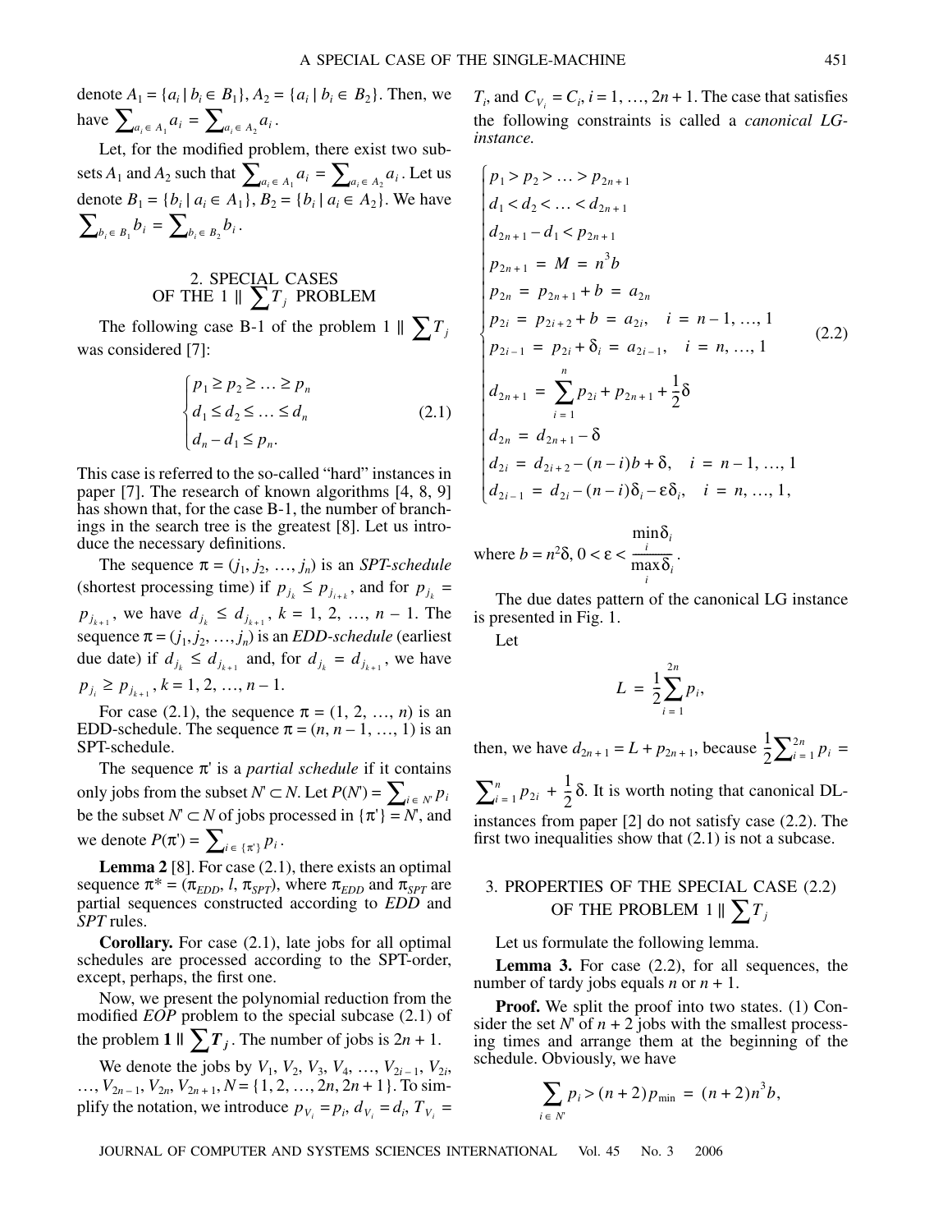denote $A_1 = \{a_i \mid b_i \in B_1\}$, $A_2 = \{a_i \mid b_i \in B_2\}$. Then, we have $\sum_{a_i \in A_1} a_i = \sum_{a_i \in A_2} a_i$.

Let, for the modified problem, there exist two subsets $A_1$ and $A_2$ such that $\sum_{a_i \in A_1} a_i = \sum_{a_i \in A_2} a_i$. Let us denote $B_1 = \{b_i \mid a_i \in A_1\}$, $B_2 = \{b_i \mid a_i \in A_2\}$. We have $\sum_{b_i \in B_1} b_i = \sum_{b_i \in B_2} b_i$.

## 2. SPECIAL CASES OF THE $1 \| \sum T_j$ PROBLEM

The following case B-1 of the problem $1 \| \sum T_j$ was considered [7]:

$$\begin{cases} p_1 \geq p_2 \geq \ldots \geq p_n \\ d_1 \leq d_2 \leq \ldots \leq d_n \\ d_n - d_1 \leq p_n. \end{cases} \tag{2.1}$$

This case is referred to the so-called "hard" instances in paper [7]. The research of known algorithms [4, 8, 9] has shown that, for the case B-1, the number of branchings in the search tree is the greatest [8]. Let us introduce the necessary definitions.

The sequence $\pi = (j_1, j_2, \ldots, j_n)$ is an *SPT-schedule* (shortest processing time) if $p_{j_k} \leq p_{j_{k+1}}$, and for $p_{j_k} = p_{j_{k+1}}$, we have $d_{j_k} \leq d_{j_{k+1}}$, $k = 1, 2, \ldots, n-1$. The sequence $\pi = (j_1, j_2, \ldots, j_n)$ is an *EDD-schedule* (earliest due date) if $d_{j_k} \leq d_{j_{k+1}}$ and, for $d_{j_k} = d_{j_{k+1}}$, we have $p_{j_i} \geq p_{j_{k+1}}$, $k = 1, 2, \ldots, n-1$.

For case (2.1), the sequence $\pi = (1, 2, \ldots, n)$ is an EDD-schedule. The sequence $\pi = (n, n-1, \ldots, 1)$ is an SPT-schedule.

The sequence $\pi'$ is a *partial schedule* if it contains only jobs from the subset $N' \subset N$. Let $P(N') = \sum_{i \in N'} p_i$ be the subset $N' \subset N$ of jobs processed in $\{\pi'\} = N'$, and we denote $P(\pi') = \sum_{i \in \{\pi'\}} p_i$.

**Lemma 2** [8]. For case (2.1), there exists an optimal sequence $\pi^* = (\pi_{EDD}, l, \pi_{SPT})$, where $\pi_{EDD}$ and $\pi_{SPT}$ are partial sequences constructed according to *EDD* and *SPT* rules.

**Corollary.** For case (2.1), late jobs for all optimal schedules are processed according to the SPT-order, except, perhaps, the first one.

Now, we present the polynomial reduction from the modified *EOP* problem to the special subcase (2.1) of the problem $\mathbf{1} \| \sum \boldsymbol{T_j}$. The number of jobs is $2n + 1$.

We denote the jobs by $V_1, V_2, V_3, V_4, \ldots, V_{2i-1}, V_{2i}, \ldots, V_{2n-1}, V_{2n}, V_{2n+1}$, $N = \{1, 2, \ldots, 2n, 2n+1\}$. To simplify the notation, we introduce $p_{V_i} = p_i$, $d_{V_i} = d_i$, $T_{V_i} = T_i$, and $C_{V_i} = C_i$, $i = 1, \ldots, 2n+1$. The case that satisfies the following constraints is called a *canonical LG-instance.*

$$\begin{cases} p_1 > p_2 > \ldots > p_{2n+1} \\ d_1 < d_2 < \ldots < d_{2n+1} \\ d_{2n+1} - d_1 < p_{2n+1} \\ p_{2n+1} = M = n^3 b \\ p_{2n} = p_{2n+1} + b = a_{2n} \\ p_{2i} = p_{2i+2} + b = a_{2i}, \quad i = n-1, \ldots, 1 \\ p_{2i-1} = p_{2i} + \delta_i = a_{2i-1}, \quad i = n, \ldots, 1 \\ d_{2n+1} = \sum_{i=1}^{n} p_{2i} + p_{2n+1} + \frac{1}{2}\delta \\ d_{2n} = d_{2n+1} - \delta \\ d_{2i} = d_{2i+2} - (n-i)b + \delta, \quad i = n-1, \ldots, 1 \\ d_{2i-1} = d_{2i} - (n-i)\delta_i - \varepsilon\delta_i, \quad i = n, \ldots, 1, \end{cases} \tag{2.2}$$

where $b = n^2\delta$, $0 < \varepsilon < \dfrac{\min_i \delta_i}{\max_i \delta_i}$.

The due dates pattern of the canonical LG instance is presented in Fig. 1.

Let

$$L = \frac{1}{2}\sum_{i=1}^{2n} p_i,$$

then, we have $d_{2n+1} = L + p_{2n+1}$, because $\frac{1}{2}\sum_{i=1}^{2n} p_i = \sum_{i=1}^{n} p_{2i} + \frac{1}{2}\delta$. It is worth noting that canonical DL-instances from paper [2] do not satisfy case (2.2). The first two inequalities show that (2.1) is not a subcase.

## 3. PROPERTIES OF THE SPECIAL CASE (2.2) OF THE PROBLEM $1 \| \sum T_j$

Let us formulate the following lemma.

**Lemma 3.** For case (2.2), for all sequences, the number of tardy jobs equals $n$ or $n + 1$.

**Proof.** We split the proof into two states. (1) Consider the set $N'$ of $n + 2$ jobs with the smallest processing times and arrange them at the beginning of the schedule. Obviously, we have

$$\sum_{i \in N'} p_i > (n+2)p_{\min} = (n+2)n^3 b,$$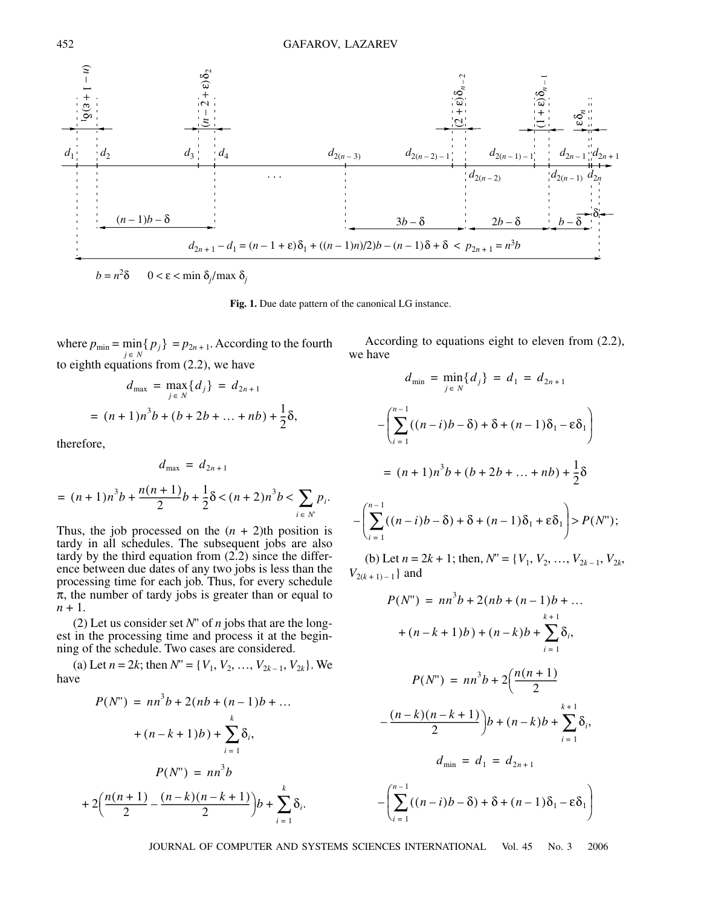$b = n^2\delta \qquad 0 < \varepsilon < \min \delta_j / \max \delta_j$

$d_{2n+1} - d_1 = (n-1+\varepsilon)\delta_1 + ((n-1)n)/2)b - (n-1)\delta + \delta < p_{2n+1} = n^3 b$

**Fig. 1.** Due date pattern of the canonical LG instance.

where $p_{\min} = \min_{j \in N}\{p_j\} = p_{2n+1}$. According to the fourth to eighth equations from (2.2), we have

$$d_{\max} = \max_{j \in N}\{d_j\} = d_{2n+1}$$

$$= (n+1)n^3 b + (b + 2b + \ldots + nb) + \frac{1}{2}\delta,$$

therefore,

$$d_{\max} = d_{2n+1}$$

$$= (n+1)n^3 b + \frac{n(n+1)}{2}b + \frac{1}{2}\delta < (n+2)n^3 b < \sum_{i \in N'} p_i.$$

Thus, the job processed on the $(n+2)$th position is tardy in all schedules. The subsequent jobs are also tardy by the third equation from (2.2) since the difference between due dates of any two jobs is less than the processing time for each job. Thus, for every schedule $\pi$, the number of tardy jobs is greater than or equal to $n+1$.

(2) Let us consider set $N''$ of $n$ jobs that are the longest in the processing time and process it at the beginning of the schedule. Two cases are considered.

(a) Let $n = 2k$; then $N'' = \{V_1, V_2, \ldots, V_{2k-1}, V_{2k}\}$. We have

$$P(N'') = nn^3 b + 2(nb + (n-1)b + \ldots$$

$$+ (n-k+1)b) + \sum_{i=1}^{k}\delta_i,$$

$$P(N'') = nn^3 b$$

$$+ 2\left(\frac{n(n+1)}{2} - \frac{(n-k)(n-k+1)}{2}\right)b + \sum_{i=1}^{k}\delta_i.$$

According to equations eight to eleven from (2.2), we have

$$d_{\min} = \min_{j \in N}\{d_j\} = d_1 = d_{2n+1}$$

$$-\left(\sum_{i=1}^{n-1}((n-i)b - \delta) + \delta + (n-1)\delta_1 - \varepsilon\delta_1\right)$$

$$= (n+1)n^3 b + (b + 2b + \ldots + nb) + \frac{1}{2}\delta$$

$$-\left(\sum_{i=1}^{n-1}((n-i)b - \delta) + \delta + (n-1)\delta_1 + \varepsilon\delta_1\right) > P(N'');$$

(b) Let $n = 2k+1$; then, $N'' = \{V_1, V_2, \ldots, V_{2k-1}, V_{2k}, V_{2(k+1)-1}\}$ and

$$P(N'') = nn^3 b + 2(nb + (n-1)b + \ldots$$

$$+ (n-k+1)b) + (n-k)b + \sum_{i=1}^{k+1}\delta_i,$$

$$P(N'') = nn^3 b + 2\left(\frac{n(n+1)}{2}\right.$$

$$\left. - \frac{(n-k)(n-k+1)}{2}\right)b + (n-k)b + \sum_{i=1}^{k+1}\delta_i,$$

$$d_{\min} = d_1 = d_{2n+1}$$

$$-\left(\sum_{i=1}^{n-1}((n-i)b - \delta) + \delta + (n-1)\delta_1 - \varepsilon\delta_1\right)$$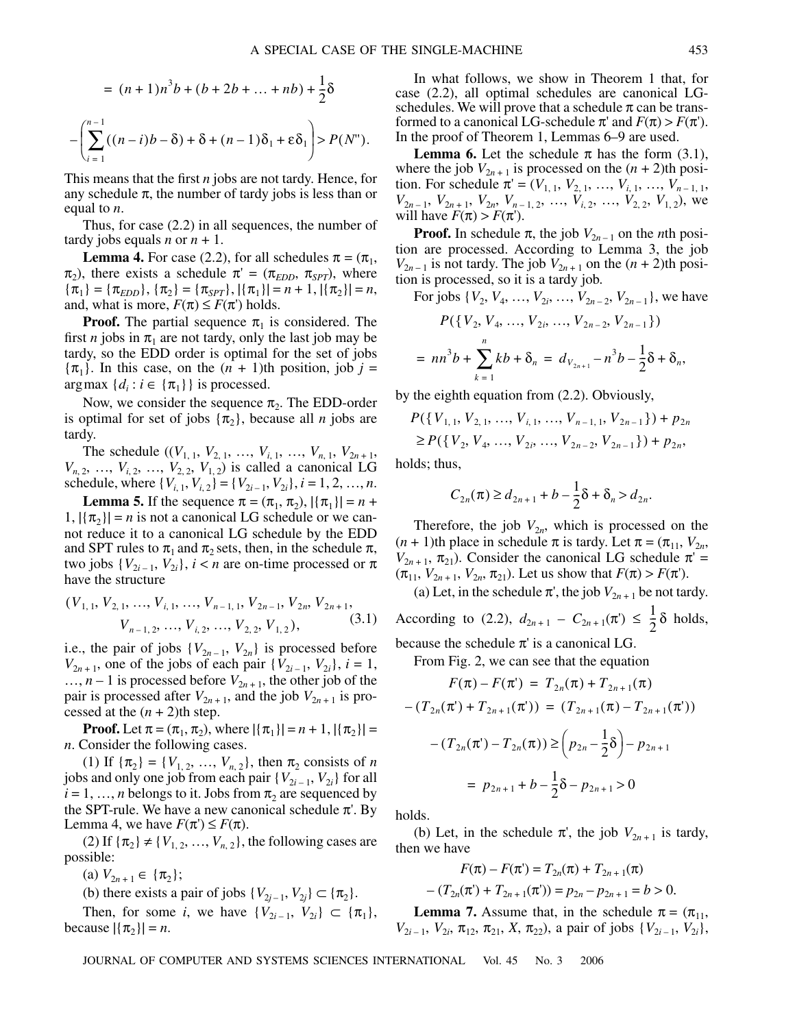$$= (n+1)n^3 b + (b + 2b + \ldots + nb) + \frac{1}{2}\delta$$

$$-\left(\sum_{i=1}^{n-1}((n-i)b - \delta) + \delta + (n-1)\delta_1 + \varepsilon\delta_1\right) > P(N'').$$

This means that the first $n$ jobs are not tardy. Hence, for any schedule $\pi$, the number of tardy jobs is less than or equal to $n$.

Thus, for case (2.2) in all sequences, the number of tardy jobs equals $n$ or $n + 1$.

**Lemma 4.** For case (2.2), for all schedules $\pi = (\pi_1, \pi_2)$, there exists a schedule $\pi' = (\pi_{EDD}, \pi_{SPT})$, where $\{\pi_1\} = \{\pi_{EDD}\}$, $\{\pi_2\} = \{\pi_{SPT}\}$, $|\{\pi_1\}| = n + 1$, $|\{\pi_2\}| = n$, and, what is more, $F(\pi) \le F(\pi')$ holds.

**Proof.** The partial sequence $\pi_1$ is considered. The first $n$ jobs in $\pi_1$ are not tardy, only the last job may be tardy, so the EDD order is optimal for the set of jobs $\{\pi_1\}$. In this case, on the $(n + 1)$th position, job $j = \arg\max\{d_i : i \in \{\pi_1\}\}$ is processed.

Now, we consider the sequence $\pi_2$. The EDD-order is optimal for set of jobs $\{\pi_2\}$, because all $n$ jobs are tardy.

The schedule $((V_{1,1}, V_{2,1}, \ldots, V_{i,1}, \ldots, V_{n,1}, V_{2n+1}, V_{n,2}, \ldots, V_{i,2}, \ldots, V_{2,2}, V_{1,2})$ is called a canonical LG schedule, where $\{V_{i,1}, V_{i,2}\} = \{V_{2i-1}, V_{2i}\}$, $i = 1, 2, \ldots, n$.

**Lemma 5.** If the sequence $\pi = (\pi_1, \pi_2)$, $|\{\pi_1\}| = n + 1$, $|\{\pi_2\}| = n$ is not a canonical LG schedule or we cannot reduce it to a canonical LG schedule by the EDD and SPT rules to $\pi_1$ and $\pi_2$ sets, then, in the schedule $\pi$, two jobs $\{V_{2i-1}, V_{2i}\}$, $i < n$ are on-time processed or $\pi$ have the structure

$$(V_{1,1}, V_{2,1}, \ldots, V_{i,1}, \ldots, V_{n-1,1}, V_{2n-1}, V_{2n}, V_{2n+1}, \\ V_{n-1,2}, \ldots, V_{i,2}, \ldots, V_{2,2}, V_{1,2}), \tag{3.1}$$

i.e., the pair of jobs $\{V_{2n-1}, V_{2n}\}$ is processed before $V_{2n+1}$, one of the jobs of each pair $\{V_{2i-1}, V_{2i}\}$, $i = 1, \ldots, n - 1$ is processed before $V_{2n+1}$, the other job of the pair is processed after $V_{2n+1}$, and the job $V_{2n+1}$ is processed at the $(n + 2)$th step.

**Proof.** Let $\pi = (\pi_1, \pi_2)$, where $|\{\pi_1\}| = n + 1$, $|\{\pi_2\}| = n$. Consider the following cases.

(1) If $\{\pi_2\} = \{V_{1,2}, \ldots, V_{n,2}\}$, then $\pi_2$ consists of $n$ jobs and only one job from each pair $\{V_{2i-1}, V_{2i}\}$ for all $i = 1, \ldots, n$ belongs to it. Jobs from $\pi_2$ are sequenced by the SPT-rule. We have a new canonical schedule $\pi'$. By Lemma 4, we have $F(\pi') \le F(\pi)$.

(2) If $\{\pi_2\} \ne \{V_{1,2}, \ldots, V_{n,2}\}$, the following cases are possible:

(a) $V_{2n+1} \in \{\pi_2\}$;

(b) there exists a pair of jobs $\{V_{2j-1}, V_{2j}\} \subset \{\pi_2\}$.

Then, for some $i$, we have $\{V_{2i-1}, V_{2i}\} \subset \{\pi_1\}$, because $|\{\pi_2\}| = n$.

In what follows, we show in Theorem 1 that, for case (2.2), all optimal schedules are canonical LG-schedules. We will prove that a schedule $\pi$ can be transformed to a canonical LG-schedule $\pi'$ and $F(\pi) > F(\pi')$. In the proof of Theorem 1, Lemmas 6–9 are used.

**Lemma 6.** Let the schedule $\pi$ has the form (3.1), where the job $V_{2n+1}$ is processed on the $(n + 2)$th position. For schedule $\pi' = (V_{1,1}, V_{2,1}, \ldots, V_{i,1}, \ldots, V_{n-1,1}, V_{2n-1}, V_{2n+1}, V_{2n}, V_{n-1,2}, \ldots, V_{i,2}, \ldots, V_{2,2}, V_{1,2})$, we will have $F(\pi) > F(\pi')$.

**Proof.** In schedule $\pi$, the job $V_{2n-1}$ on the $n$th position are processed. According to Lemma 3, the job $V_{2n-1}$ is not tardy. The job $V_{2n+1}$ on the $(n + 2)$th position is processed, so it is a tardy job.

For jobs $\{V_2, V_4, \ldots, V_{2i}, \ldots, V_{2n-2}, V_{2n-1}\}$, we have

$$P(\{V_2, V_4, \ldots, V_{2i}, \ldots, V_{2n-2}, V_{2n-1}\})$$

$$= nn^3 b + \sum_{k=1}^{n} kb + \delta_n = d_{V_{2n+1}} - n^3 b - \frac{1}{2}\delta + \delta_n,$$

by the eighth equation from (2.2). Obviously,

$$P(\{V_{1,1}, V_{2,1}, \ldots, V_{i,1}, \ldots, V_{n-1,1}, V_{2n-1}\}) + p_{2n}$$
$$\ge P(\{V_2, V_4, \ldots, V_{2i}, \ldots, V_{2n-2}, V_{2n-1}\}) + p_{2n},$$

holds; thus,

$$C_{2n}(\pi) \ge d_{2n+1} + b - \frac{1}{2}\delta + \delta_n > d_{2n}.$$

Therefore, the job $V_{2n}$, which is processed on the $(n + 1)$th place in schedule $\pi$ is tardy. Let $\pi = (\pi_{11}, V_{2n}, V_{2n+1}, \pi_{21})$. Consider the canonical LG schedule $\pi' = (\pi_{11}, V_{2n+1}, V_{2n}, \pi_{21})$. Let us show that $F(\pi) > F(\pi')$.

(a) Let, in the schedule $\pi'$, the job $V_{2n+1}$ be not tardy. According to (2.2), $d_{2n+1} - C_{2n+1}(\pi') \le \frac{1}{2}\delta$ holds, because the schedule $\pi'$ is a canonical LG.

From Fig. 2, we can see that the equation

$$F(\pi) - F(\pi') = T_{2n}(\pi) + T_{2n+1}(\pi)$$
$$-(T_{2n}(\pi') + T_{2n+1}(\pi')) = (T_{2n+1}(\pi) - T_{2n+1}(\pi'))$$
$$-(T_{2n}(\pi') - T_{2n}(\pi)) \ge \left(p_{2n} - \frac{1}{2}\delta\right) - p_{2n+1}$$
$$= p_{2n+1} + b - \frac{1}{2}\delta - p_{2n+1} > 0$$

holds.

(b) Let, in the schedule $\pi'$, the job $V_{2n+1}$ is tardy, then we have

$$F(\pi) - F(\pi') = T_{2n}(\pi) + T_{2n+1}(\pi)$$
$$-(T_{2n}(\pi') + T_{2n+1}(\pi')) = p_{2n} - p_{2n+1} = b > 0.$$

**Lemma 7.** Assume that, in the schedule $\pi = (\pi_{11}, V_{2i-1}, V_{2i}, \pi_{12}, \pi_{21}, X, \pi_{22})$, a pair of jobs $\{V_{2i-1}, V_{2i}\}$,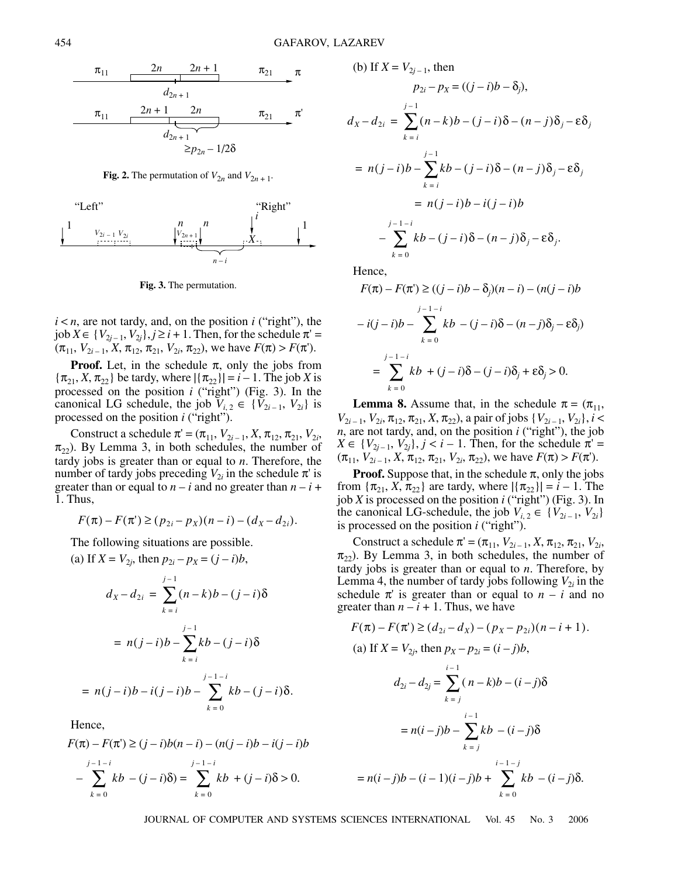Fig. 2. The permutation of $V_{2n}$ and $V_{2n+1}$.

Fig. 3. The permutation.

$i < n$, are not tardy, and, on the position $i$ ("right"), the job $X \in \{V_{2j-1}, V_{2j}\}, j \geq i + 1$. Then, for the schedule $\pi' = (\pi_{11}, V_{2i-1}, X, \pi_{12}, \pi_{21}, V_{2i}, \pi_{22})$, we have $F(\pi) > F(\pi')$.

**Proof.** Let, in the schedule $\pi$, only the jobs from $\{\pi_{21}, X, \pi_{22}\}$ be tardy, where $|\{\pi_{22}\}| = i - 1$. The job $X$ is processed on the position $i$ ("right") (Fig. 3). In the canonical LG schedule, the job $V_{i,2} \in \{V_{2i-1}, V_{2i}\}$ is processed on the position $i$ ("right").

Construct a schedule $\pi' = (\pi_{11}, V_{2i-1}, X, \pi_{12}, \pi_{21}, V_{2i}, \pi_{22})$. By Lemma 3, in both schedules, the number of tardy jobs is greater than or equal to $n$. Therefore, the number of tardy jobs preceding $V_{2i}$ in the schedule $\pi'$ is greater than or equal to $n - i$ and no greater than $n - i + 1$. Thus,

$$F(\pi) - F(\pi') \geq (p_{2i} - p_X)(n - i) - (d_X - d_{2i}).$$

The following situations are possible.

(a) If $X = V_{2j}$, then $p_{2i} - p_X = (j - i)b$,

$$d_X - d_{2i} = \sum_{k=i}^{j-1}(n-k)b - (j-i)\delta$$

$$= n(j-i)b - \sum_{k=i}^{j-1}kb - (j-i)\delta$$

$$= n(j-i)b - i(j-i)b - \sum_{k=0}^{j-1-i}kb - (j-i)\delta.$$

Hence,

$$F(\pi) - F(\pi') \geq (j-i)b(n-i) - (n(j-i)b - i(j-i)b$$

$$- \sum_{k=0}^{j-1-i}kb - (j-i)\delta) = \sum_{k=0}^{j-1-i}kb + (j-i)\delta > 0.$$

(b) If $X = V_{2j-1}$, then

$$p_{2i} - p_X = ((j-i)b - \delta_j),$$

$$d_X - d_{2i} = \sum_{k=i}^{j-1}(n-k)b - (j-i)\delta - (n-j)\delta_j - \varepsilon\delta_j$$

$$= n(j-i)b - \sum_{k=i}^{j-1}kb - (j-i)\delta - (n-j)\delta_j - \varepsilon\delta_j$$

$$= n(j-i)b - i(j-i)b$$

$$- \sum_{k=0}^{j-1-i}kb - (j-i)\delta - (n-j)\delta_j - \varepsilon\delta_j.$$

Hence,

$$F(\pi) - F(\pi') \geq ((j-i)b - \delta_j)(n-i) - (n(j-i)b$$

$$- i(j-i)b - \sum_{k=0}^{j-1-i}kb - (j-i)\delta - (n-j)\delta_j - \varepsilon\delta_j)$$

$$= \sum_{k=0}^{j-1-i}kb + (j-i)\delta - (j-i)\delta_j + \varepsilon\delta_j > 0.$$

**Lemma 8.** Assume that, in the schedule $\pi = (\pi_{11}, V_{2i-1}, V_{2i}, \pi_{12}, \pi_{21}, X, \pi_{22})$, a pair of jobs $\{V_{2i-1}, V_{2i}\}, i < n$, are not tardy, and, on the position $i$ ("right"), the job $X \in \{V_{2j-1}, V_{2j}\}, j < i - 1$. Then, for the schedule $\pi' = (\pi_{11}, V_{2i-1}, X, \pi_{12}, \pi_{21}, V_{2i}, \pi_{22})$, we have $F(\pi) > F(\pi')$.

**Proof.** Suppose that, in the schedule $\pi$, only the jobs from $\{\pi_{21}, X, \pi_{22}\}$ are tardy, where $|\{\pi_{22}\}| = i - 1$. The job $X$ is processed on the position $i$ ("right") (Fig. 3). In the canonical LG-schedule, the job $V_{i,2} \in \{V_{2i-1}, V_{2i}\}$ is processed on the position $i$ ("right").

Construct a schedule $\pi' = (\pi_{11}, V_{2i-1}, X, \pi_{12}, \pi_{21}, V_{2i}, \pi_{22})$. By Lemma 3, in both schedules, the number of tardy jobs is greater than or equal to $n$. Therefore, by Lemma 4, the number of tardy jobs following $V_{2i}$ in the schedule $\pi'$ is greater than or equal to $n - i$ and no greater than $n - i + 1$. Thus, we have

$$F(\pi) - F(\pi') \geq (d_{2i} - d_X) - (p_X - p_{2i})(n - i + 1).$$

(a) If $X = V_{2j}$, then $p_X - p_{2i} = (i - j)b$,

$$d_{2i} - d_{2j} = \sum_{k=j}^{i-1}(n-k)b - (i-j)\delta$$

$$= n(i-j)b - \sum_{k=j}^{i-1}kb - (i-j)\delta$$

$$= n(i-j)b - (i-1)(i-j)b + \sum_{k=0}^{i-1-j}kb - (i-j)\delta.$$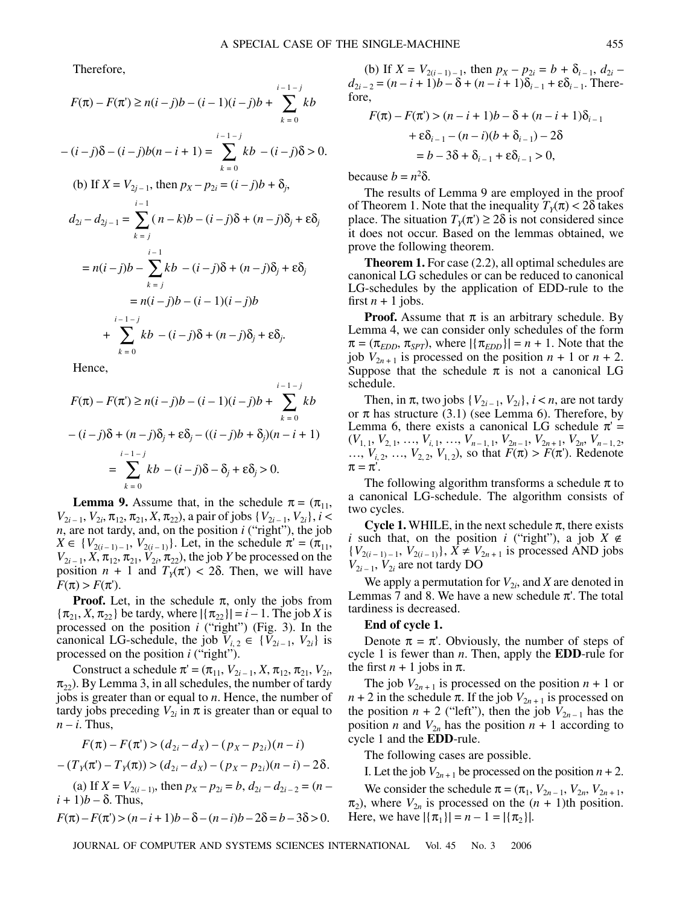Therefore,

$$F(\pi) - F(\pi') \geq n(i-j)b - (i-1)(i-j)b + \sum_{k=0}^{i-1-j} kb$$

$$- (i-j)\delta - (i-j)b(n-i+1) = \sum_{k=0}^{i-1-j} kb - (i-j)\delta > 0.$$

(b) If $X = V_{2j-1}$, then $p_X - p_{2i} = (i-j)b + \delta_j$,

$$d_{2i} - d_{2j-1} = \sum_{k=j}^{i-1} (n-k)b - (i-j)\delta + (n-j)\delta_j + \varepsilon\delta_j$$

$$= n(i-j)b - \sum_{k=j}^{i-1} kb - (i-j)\delta + (n-j)\delta_j + \varepsilon\delta_j$$

$$= n(i-j)b - (i-1)(i-j)b$$

$$+ \sum_{k=0}^{i-1-j} kb - (i-j)\delta + (n-j)\delta_j + \varepsilon\delta_j.$$

Hence,

$$F(\pi) - F(\pi') \geq n(i-j)b - (i-1)(i-j)b + \sum_{k=0}^{i-1-j} kb$$

$$- (i-j)\delta + (n-j)\delta_j + \varepsilon\delta_j - ((i-j)b + \delta_j)(n-i+1)$$

$$= \sum_{k=0}^{i-1-j} kb - (i-j)\delta - \delta_j + \varepsilon\delta_j > 0.$$

**Lemma 9.** Assume that, in the schedule $\pi = (\pi_{11}, V_{2i-1}, V_{2i}, \pi_{12}, \pi_{21}, X, \pi_{22})$, a pair of jobs $\{V_{2i-1}, V_{2i}\}$, $i < n$, are not tardy, and, on the position $i$ ("right"), the job $X \in \{V_{2(i-1)-1}, V_{2(i-1)}\}$. Let, in the schedule $\pi' = (\pi_{11}, V_{2i-1}, X, \pi_{12}, \pi_{21}, V_{2i}, \pi_{22})$, the job $Y$ be processed on the position $n+1$ and $T_Y(\pi') < 2\delta$. Then, we will have $F(\pi) > F(\pi')$.

**Proof.** Let, in the schedule $\pi$, only the jobs from $\{\pi_{21}, X, \pi_{22}\}$ be tardy, where $|\{\pi_{22}\}| = i - 1$. The job $X$ is processed on the position $i$ ("right") (Fig. 3). In the canonical LG-schedule, the job $V_{i,2} \in \{V_{2i-1}, V_{2i}\}$ is processed on the position $i$ ("right").

Construct a schedule $\pi' = (\pi_{11}, V_{2i-1}, X, \pi_{12}, \pi_{21}, V_{2i}, \pi_{22})$. By Lemma 3, in all schedules, the number of tardy jobs is greater than or equal to $n$. Hence, the number of tardy jobs preceding $V_{2i}$ in $\pi$ is greater than or equal to $n - i$. Thus,

$$F(\pi) - F(\pi') > (d_{2i} - d_X) - (p_X - p_{2i})(n-i)$$

$$- (T_Y(\pi') - T_Y(\pi)) > (d_{2i} - d_X) - (p_X - p_{2i})(n-i) - 2\delta.$$

(a) If $X = V_{2(i-1)}$, then $p_X - p_{2i} = b$, $d_{2i} - d_{2i-2} = (n - i + 1)b - \delta$. Thus,

$$F(\pi) - F(\pi') > (n-i+1)b - \delta - (n-i)b - 2\delta = b - 3\delta > 0.$$

(b) If $X = V_{2(i-1)-1}$, then $p_X - p_{2i} = b + \delta_{i-1}$, $d_{2i} - d_{2i-2} = (n-i+1)b - \delta + (n-i+1)\delta_{i-1} + \varepsilon\delta_{i-1}$. Therefore,

$$F(\pi) - F(\pi') > (n-i+1)b - \delta + (n-i+1)\delta_{i-1}$$

$$+ \varepsilon\delta_{i-1} - (n-i)(b + \delta_{i-1}) - 2\delta$$

$$= b - 3\delta + \delta_{i-1} + \varepsilon\delta_{i-1} > 0,$$

because $b = n^2\delta$.

The results of Lemma 9 are employed in the proof of Theorem 1. Note that the inequality $T_Y(\pi) < 2\delta$ takes place. The situation $T_Y(\pi') \geq 2\delta$ is not considered since it does not occur. Based on the lemmas obtained, we prove the following theorem.

**Theorem 1.** For case (2.2), all optimal schedules are canonical LG schedules or can be reduced to canonical LG-schedules by the application of EDD-rule to the first $n + 1$ jobs.

**Proof.** Assume that $\pi$ is an arbitrary schedule. By Lemma 4, we can consider only schedules of the form $\pi = (\pi_{EDD}, \pi_{SPT})$, where $|\{\pi_{EDD}\}| = n + 1$. Note that the job $V_{2n+1}$ is processed on the position $n + 1$ or $n + 2$. Suppose that the schedule $\pi$ is not a canonical LG schedule.

Then, in $\pi$, two jobs $\{V_{2i-1}, V_{2i}\}$, $i < n$, are not tardy or $\pi$ has structure (3.1) (see Lemma 6). Therefore, by Lemma 6, there exists a canonical LG schedule $\pi' = (V_{1,1}, V_{2,1}, \ldots, V_{i,1}, \ldots, V_{n-1,1}, V_{2n-1}, V_{2n+1}, V_{2n}, V_{n-1,2}, \ldots, V_{i,2}, \ldots, V_{2,2}, V_{1,2})$, so that $F(\pi) > F(\pi')$. Redenote $\pi = \pi'$.

The following algorithm transforms a schedule $\pi$ to a canonical LG-schedule. The algorithm consists of two cycles.

**Cycle 1.** WHILE, in the next schedule $\pi$, there exists $i$ such that, on the position $i$ ("right"), a job $X \notin \{V_{2(i-1)-1}, V_{2(i-1)}\}$, $X \neq V_{2n+1}$ is processed AND jobs $V_{2i-1}$, $V_{2i}$ are not tardy DO

We apply a permutation for $V_{2i}$, and $X$ are denoted in Lemmas 7 and 8. We have a new schedule $\pi'$. The total tardiness is decreased.

**End of cycle 1.**

Denote $\pi = \pi'$. Obviously, the number of steps of cycle 1 is fewer than $n$. Then, apply the **EDD**-rule for the first $n + 1$ jobs in $\pi$.

The job $V_{2n+1}$ is processed on the position $n + 1$ or $n + 2$ in the schedule $\pi$. If the job $V_{2n+1}$ is processed on the position $n + 2$ ("left"), then the job $V_{2n-1}$ has the position $n$ and $V_{2n}$ has the position $n + 1$ according to cycle 1 and the **EDD**-rule.

The following cases are possible.

I. Let the job $V_{2n+1}$ be processed on the position $n + 2$.

We consider the schedule $\pi = (\pi_1, V_{2n-1}, V_{2n}, V_{2n+1}, \pi_2)$, where $V_{2n}$ is processed on the $(n + 1)$th position. Here, we have $|\{\pi_1\}| = n - 1 = |\{\pi_2\}|$.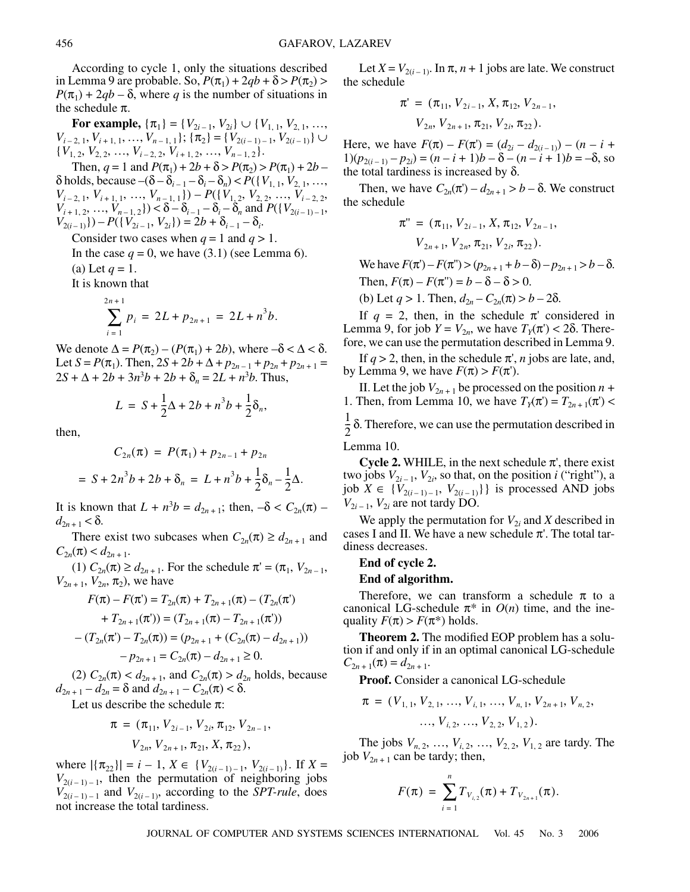According to cycle 1, only the situations described in Lemma 9 are probable. So, $P(\pi_1) + 2qb + \delta > P(\pi_2) > P(\pi_1) + 2qb - \delta$, where $q$ is the number of situations in the schedule $\pi$.

**For example,** $\{\pi_1\} = \{V_{2i-1}, V_{2i}\} \cup \{V_{1,1}, V_{2,1}, \ldots, V_{i-2,1}, V_{i+1,1}, \ldots, V_{n-1,1}\}$; $\{\pi_2\} = \{V_{2(i-1)-1}, V_{2(i-1)}\} \cup \{V_{1,2}, V_{2,2}, \ldots, V_{i-2,2}, V_{i+1,2}, \ldots, V_{n-1,2}\}$.

Then, $q = 1$ and $P(\pi_1) + 2b + \delta > P(\pi_2) > P(\pi_1) + 2b - \delta$ holds, because $-(\delta - \delta_{i-1} - \delta_i - \delta_n) < P(\{V_{1,1}, V_{2,1}, \ldots, V_{i-2,1}, V_{i+1,1}, \ldots, V_{n-1,1}\}) - P(\{V_{1,2}, V_{2,2}, \ldots, V_{i-2,2}, V_{i+1,2}, \ldots, V_{n-1,2}\}) < \delta - \delta_{i-1} - \delta_i - \delta_n$ and $P(\{V_{2(i-1)-1}, V_{2(i-1)}\}) - P(\{V_{2i-1}, V_{2i}\}) = 2b + \delta_{i-1} - \delta_i$.

Consider two cases when $q = 1$ and $q > 1$.

In the case $q = 0$, we have (3.1) (see Lemma 6).

(a) Let $q = 1$.

It is known that

$$\sum_{i=1}^{2n+1} p_i = 2L + p_{2n+1} = 2L + n^3 b.$$

We denote $\Delta = P(\pi_2) - (P(\pi_1) + 2b)$, where $-\delta < \Delta < \delta$. Let $S = P(\pi_1)$. Then, $2S + 2b + \Delta + p_{2n-1} + p_{2n} + p_{2n+1} = 2S + \Delta + 2b + 3n^3 b + 2b + \delta_n = 2L + n^3 b$. Thus,

$$L = S + \frac{1}{2}\Delta + 2b + n^3 b + \frac{1}{2}\delta_n,$$

then,

$$C_{2n}(\pi) = P(\pi_1) + p_{2n-1} + p_{2n}$$
$$= S + 2n^3 b + 2b + \delta_n = L + n^3 b + \frac{1}{2}\delta_n - \frac{1}{2}\Delta.$$

It is known that $L + n^3 b = d_{2n+1}$; then, $-\delta < C_{2n}(\pi) - d_{2n+1} < \delta$.

There exist two subcases when $C_{2n}(\pi) \geq d_{2n+1}$ and $C_{2n}(\pi) < d_{2n+1}$.

(1) $C_{2n}(\pi) \geq d_{2n+1}$. For the schedule $\pi' = (\pi_1, V_{2n-1}, V_{2n+1}, V_{2n}, \pi_2)$, we have

$$F(\pi) - F(\pi') = T_{2n}(\pi) + T_{2n+1}(\pi) - (T_{2n}(\pi') + T_{2n+1}(\pi')) = (T_{2n+1}(\pi) - T_{2n+1}(\pi'))$$
$$- (T_{2n}(\pi') - T_{2n}(\pi)) = (p_{2n+1} + (C_{2n}(\pi) - d_{2n+1})) - p_{2n+1} = C_{2n}(\pi) - d_{2n+1} \geq 0.$$

(2) $C_{2n}(\pi) < d_{2n+1}$, and $C_{2n}(\pi) > d_{2n}$ holds, because $d_{2n+1} - d_{2n} = \delta$ and $d_{2n+1} - C_{2n}(\pi) < \delta$.

Let us describe the schedule $\pi$:

$$\pi = (\pi_{11}, V_{2i-1}, V_{2i}, \pi_{12}, V_{2n-1}, V_{2n}, V_{2n+1}, \pi_{21}, X, \pi_{22}),$$

where $|\{\pi_{22}\}| = i - 1$, $X \in \{V_{2(i-1)-1}, V_{2(i-1)}\}$. If $X = V_{2(i-1)-1}$, then the permutation of neighboring jobs $V_{2(i-1)-1}$ and $V_{2(i-1)}$, according to the *SPT-rule*, does not increase the total tardiness.

Let $X = V_{2(i-1)}$. In $\pi$, $n + 1$ jobs are late. We construct the schedule

$$\pi' = (\pi_{11}, V_{2i-1}, X, \pi_{12}, V_{2n-1}, V_{2n}, V_{2n+1}, \pi_{21}, V_{2i}, \pi_{22}).$$

Here, we have $F(\pi) - F(\pi') = (d_{2i} - d_{2(i-1)}) - (n - i + 1)(p_{2(i-1)} - p_{2i}) = (n - i + 1)b - \delta - (n - i + 1)b = -\delta$, so the total tardiness is increased by $\delta$.

Then, we have $C_{2n}(\pi') - d_{2n+1} > b - \delta$. We construct the schedule

$$\pi'' = (\pi_{11}, V_{2i-1}, X, \pi_{12}, V_{2n-1}, V_{2n+1}, V_{2n}, \pi_{21}, V_{2i}, \pi_{22}).$$

We have $F(\pi') - F(\pi'') > (p_{2n+1} + b - \delta) - p_{2n+1} > b - \delta$.

Then, $F(\pi) - F(\pi'') = b - \delta - \delta > 0$.

(b) Let $q > 1$. Then, $d_{2n} - C_{2n}(\pi) > b - 2\delta$.

If $q = 2$, then, in the schedule $\pi'$ considered in Lemma 9, for job $Y = V_{2n}$, we have $T_Y(\pi') < 2\delta$. Therefore, we can use the permutation described in Lemma 9.

If $q > 2$, then, in the schedule $\pi'$, $n$ jobs are late, and, by Lemma 9, we have $F(\pi) > F(\pi')$.

II. Let the job $V_{2n+1}$ be processed on the position $n + 1$. Then, from Lemma 10, we have $T_Y(\pi') = T_{2n+1}(\pi') < \frac{1}{2}\delta$. Therefore, we can use the permutation described in Lemma 10.

**Cycle 2.** WHILE, in the next schedule $\pi'$, there exist two jobs $V_{2i-1}$, $V_{2i}$, so that, on the position $i$ ("right"), a job $X \in \{V_{2(i-1)-1}, V_{2(i-1)}\}$ is processed AND jobs $V_{2i-1}$, $V_{2i}$ are not tardy DO.

We apply the permutation for $V_{2i}$ and $X$ described in cases I and II. We have a new schedule $\pi'$. The total tardiness decreases.

**End of cycle 2.**

**End of algorithm.**

Therefore, we can transform a schedule $\pi$ to a canonical LG-schedule $\pi^*$ in $O(n)$ time, and the inequality $F(\pi) > F(\pi^*)$ holds.

**Theorem 2.** The modified EOP problem has a solution if and only if in an optimal canonical LG-schedule $C_{2n+1}(\pi) = d_{2n+1}$.

**Proof.** Consider a canonical LG-schedule

$$\pi = (V_{1,1}, V_{2,1}, \ldots, V_{i,1}, \ldots, V_{n,1}, V_{2n+1}, V_{n,2}, \ldots, V_{i,2}, \ldots, V_{2,2}, V_{1,2}).$$

The jobs $V_{n,2}, \ldots, V_{i,2}, \ldots, V_{2,2}, V_{1,2}$ are tardy. The job $V_{2n+1}$ can be tardy; then,

$$F(\pi) = \sum_{i=1}^{n} T_{V_{i,2}}(\pi) + T_{V_{2n+1}}(\pi).$$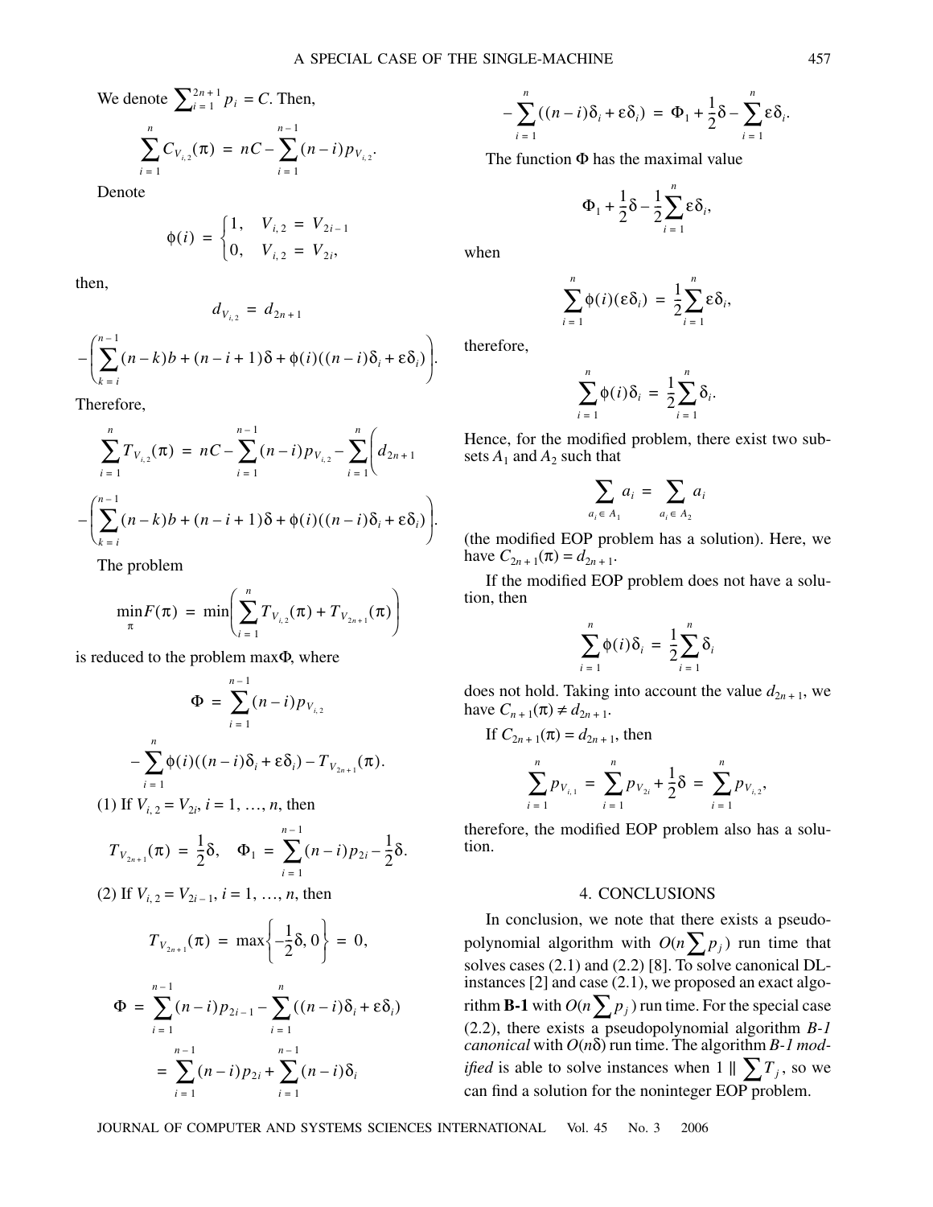We denote $\sum_{i=1}^{2n+1} p_i = C$. Then,

$$\sum_{i=1}^{n} C_{V_{i,2}}(\pi) = nC - \sum_{i=1}^{n-1}(n-i)p_{V_{i,2}}.$$

Denote

$$\phi(i) = \begin{cases} 1, & V_{i,2} = V_{2i-1} \\ 0, & V_{i,2} = V_{2i}, \end{cases}$$

then,

$$d_{V_{i,2}} = d_{2n+1}$$

$$-\left(\sum_{k=i}^{n-1}(n-k)b + (n-i+1)\delta + \phi(i)((n-i)\delta_i + \varepsilon\delta_i)\right).$$

Therefore,

$$\sum_{i=1}^{n} T_{V_{i,2}}(\pi) = nC - \sum_{i=1}^{n-1}(n-i)p_{V_{i,2}} - \sum_{i=1}^{n}\left(d_{2n+1}\right.$$

$$\left.-\left(\sum_{k=i}^{n-1}(n-k)b + (n-i+1)\delta + \phi(i)((n-i)\delta_i + \varepsilon\delta_i)\right)\right).$$

The problem

$$\min_{\pi} F(\pi) = \min\left(\sum_{i=1}^{n} T_{V_{i,2}}(\pi) + T_{V_{2n+1}}(\pi)\right)$$

is reduced to the problem $\max\Phi$, where

$$\Phi = \sum_{i=1}^{n-1}(n-i)p_{V_{i,2}}$$

$$-\sum_{i=1}^{n}\phi(i)((n-i)\delta_i + \varepsilon\delta_i) - T_{V_{2n+1}}(\pi).$$

(1) If $V_{i,2} = V_{2i}$, $i = 1, \ldots, n$, then

$$T_{V_{2n+1}}(\pi) = \frac{1}{2}\delta, \quad \Phi_1 = \sum_{i=1}^{n-1}(n-i)p_{2i} - \frac{1}{2}\delta.$$

(2) If $V_{i,2} = V_{2i-1}$, $i = 1, \ldots, n$, then

$$T_{V_{2n+1}}(\pi) = \max\left\{-\frac{1}{2}\delta, 0\right\} = 0,$$

$$\Phi = \sum_{i=1}^{n-1}(n-i)p_{2i-1} - \sum_{i=1}^{n}((n-i)\delta_i + \varepsilon\delta_i)$$

$$= \sum_{i=1}^{n-1}(n-i)p_{2i} + \sum_{i=1}^{n-1}(n-i)\delta_i$$

$$-\sum_{i=1}^{n}((n-i)\delta_i + \varepsilon\delta_i) = \Phi_1 + \frac{1}{2}\delta - \sum_{i=1}^{n}\varepsilon\delta_i.$$

The function $\Phi$ has the maximal value

$$\Phi_1 + \frac{1}{2}\delta - \frac{1}{2}\sum_{i=1}^{n}\varepsilon\delta_i,$$

when

$$\sum_{i=1}^{n}\phi(i)(\varepsilon\delta_i) = \frac{1}{2}\sum_{i=1}^{n}\varepsilon\delta_i,$$

therefore,

$$\sum_{i=1}^{n}\phi(i)\delta_i = \frac{1}{2}\sum_{i=1}^{n}\delta_i.$$

Hence, for the modified problem, there exist two subsets $A_1$ and $A_2$ such that

$$\sum_{a_i \in A_1} a_i = \sum_{a_i \in A_2} a_i$$

(the modified EOP problem has a solution). Here, we have $C_{2n+1}(\pi) = d_{2n+1}$.

If the modified EOP problem does not have a solution, then

$$\sum_{i=1}^{n}\phi(i)\delta_i = \frac{1}{2}\sum_{i=1}^{n}\delta_i$$

does not hold. Taking into account the value $d_{2n+1}$, we have $C_{n+1}(\pi) \neq d_{2n+1}$.

If $C_{2n+1}(\pi) = d_{2n+1}$, then

$$\sum_{i=1}^{n} p_{V_{i,1}} = \sum_{i=1}^{n} p_{V_{2i}} + \frac{1}{2}\delta = \sum_{i=1}^{n} p_{V_{i,2}},$$

therefore, the modified EOP problem also has a solution.

## 4. CONCLUSIONS

In conclusion, we note that there exists a pseudopolynomial algorithm with $O(n\sum p_j)$ run time that solves cases (2.1) and (2.2) [8]. To solve canonical DL-instances [2] and case (2.1), we proposed an exact algorithm **B-1** with $O(n\sum p_j)$ run time. For the special case (2.2), there exists a pseudopolynomial algorithm *B-1 canonical* with $O(n\delta)$ run time. The algorithm *B-1 modified* is able to solve instances when $1 \,||\, \sum T_j$, so we can find a solution for the noninteger EOP problem.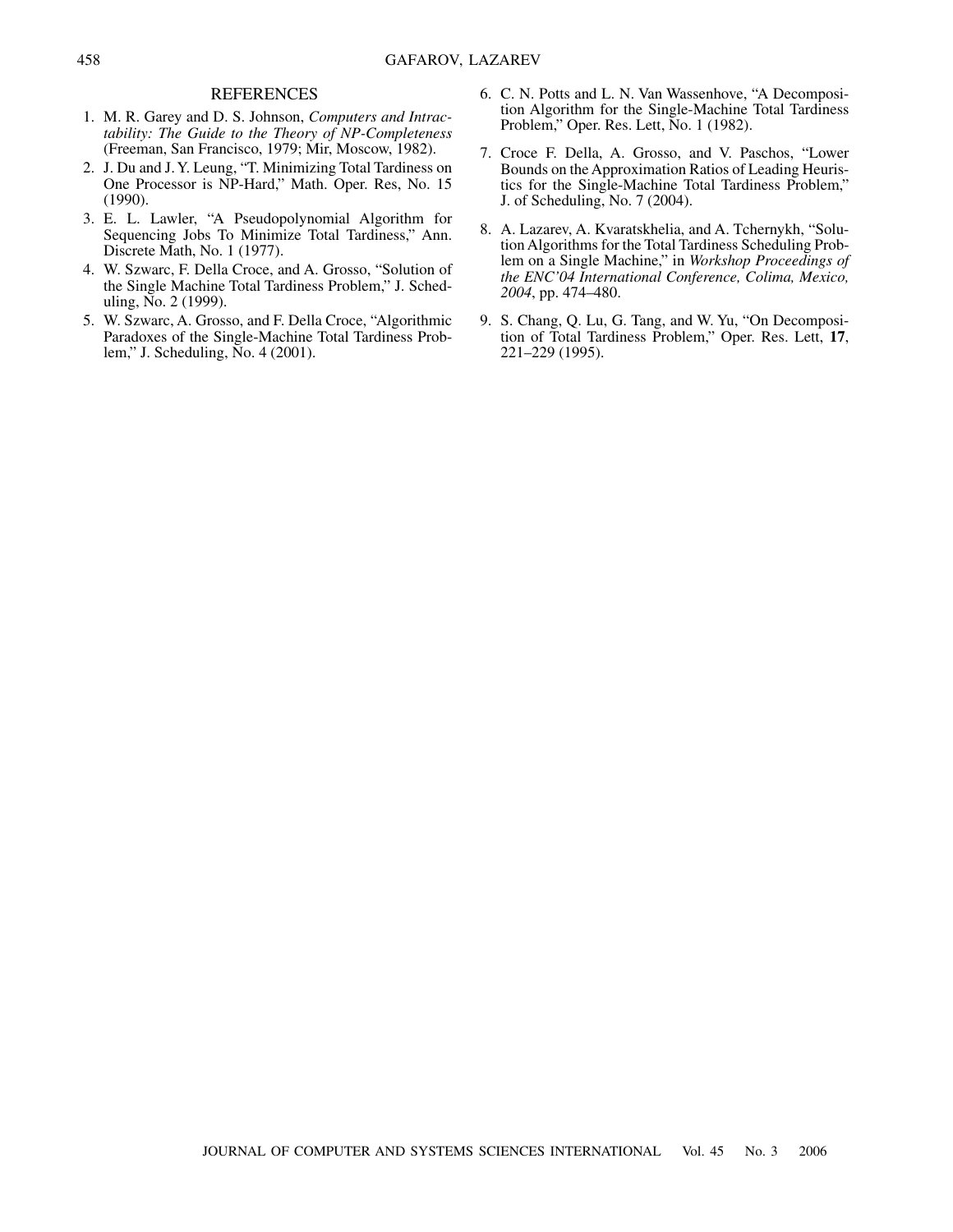## REFERENCES

1. M. R. Garey and D. S. Johnson, *Computers and Intractability: The Guide to the Theory of NP-Completeness* (Freeman, San Francisco, 1979; Mir, Moscow, 1982).
2. J. Du and J. Y. Leung, "T. Minimizing Total Tardiness on One Processor is NP-Hard," Math. Oper. Res, No. 15 (1990).
3. E. L. Lawler, "A Pseudopolynomial Algorithm for Sequencing Jobs To Minimize Total Tardiness," Ann. Discrete Math, No. 1 (1977).
4. W. Szwarc, F. Della Croce, and A. Grosso, "Solution of the Single Machine Total Tardiness Problem," J. Scheduling, No. 2 (1999).
5. W. Szwarc, A. Grosso, and F. Della Croce, "Algorithmic Paradoxes of the Single-Machine Total Tardiness Problem," J. Scheduling, No. 4 (2001).
6. C. N. Potts and L. N. Van Wassenhove, "A Decomposition Algorithm for the Single-Machine Total Tardiness Problem," Oper. Res. Lett, No. 1 (1982).
7. Croce F. Della, A. Grosso, and V. Paschos, "Lower Bounds on the Approximation Ratios of Leading Heuristics for the Single-Machine Total Tardiness Problem," J. of Scheduling, No. 7 (2004).
8. A. Lazarev, A. Kvaratskhelia, and A. Tchernykh, "Solution Algorithms for the Total Tardiness Scheduling Problem on a Single Machine," in *Workshop Proceedings of the ENC'04 International Conference, Colima, Mexico, 2004*, pp. 474–480.
9. S. Chang, Q. Lu, G. Tang, and W. Yu, "On Decomposition of Total Tardiness Problem," Oper. Res. Lett, **17**, 221–229 (1995).